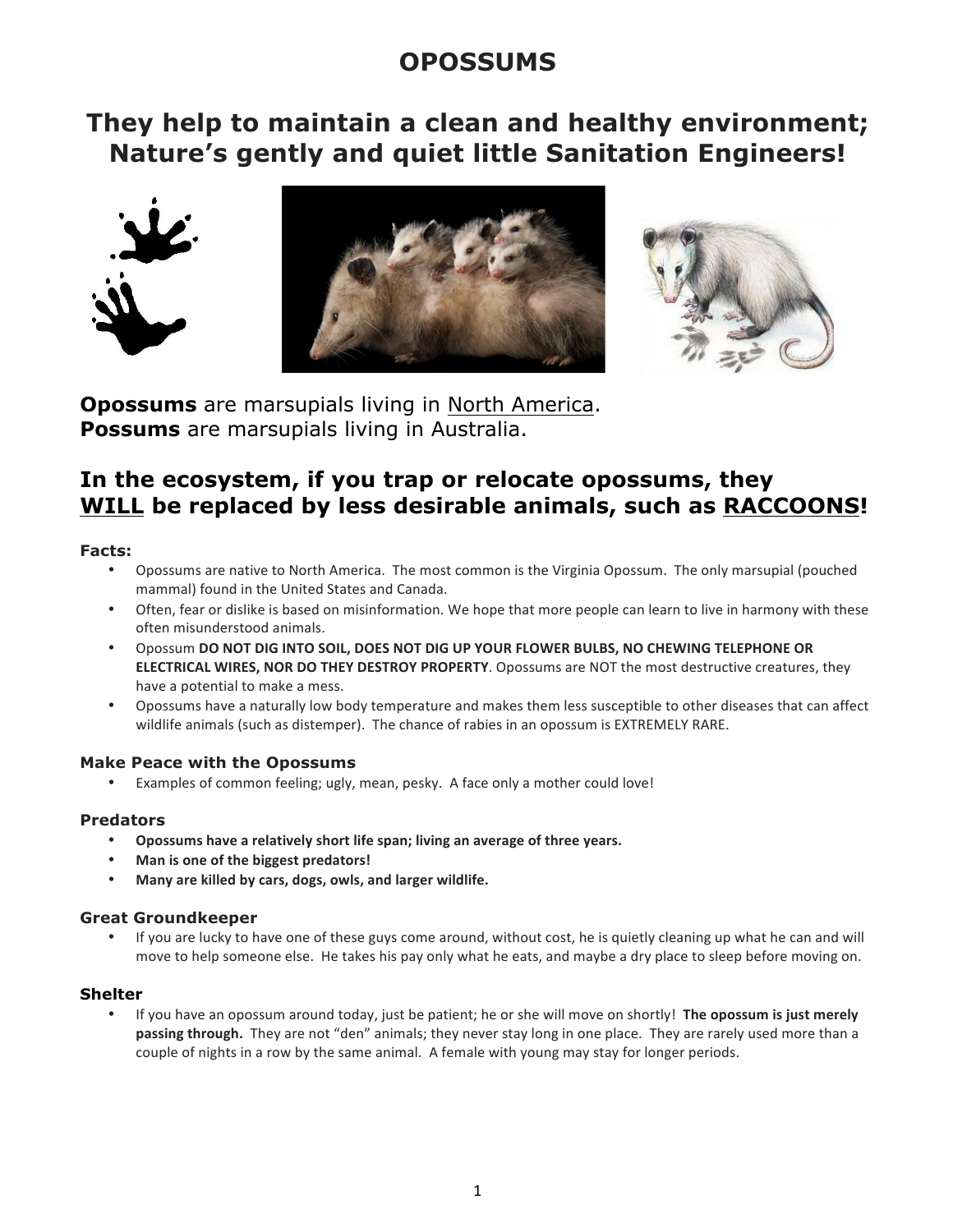# OPOSSUMS

## They help to maintain a clean and healthy environment; Nature's gently and quiet little Sanitation Engineers!

**Opossums** are marsupials living in North America.
**Possums** are marsupials living in Australia.

## In the ecosystem, if you trap or relocate opossums, they WILL be replaced by less desirable animals, such as RACCOONS!

### Facts:

- Opossums are native to North America. The most common is the Virginia Opossum. The only marsupial (pouched mammal) found in the United States and Canada.
- Often, fear or dislike is based on misinformation. We hope that more people can learn to live in harmony with these often misunderstood animals.
- Opossum **DO NOT DIG INTO SOIL, DOES NOT DIG UP YOUR FLOWER BULBS, NO CHEWING TELEPHONE OR ELECTRICAL WIRES, NOR DO THEY DESTROY PROPERTY**. Opossums are NOT the most destructive creatures, they have a potential to make a mess.
- Opossums have a naturally low body temperature and makes them less susceptible to other diseases that can affect wildlife animals (such as distemper). The chance of rabies in an opossum is EXTREMELY RARE.

### Make Peace with the Opossums

- Examples of common feeling; ugly, mean, pesky. A face only a mother could love!

### Predators

- **Opossums have a relatively short life span; living an average of three years.**
- **Man is one of the biggest predators!**
- **Many are killed by cars, dogs, owls, and larger wildlife.**

### Great Groundkeeper

- If you are lucky to have one of these guys come around, without cost, he is quietly cleaning up what he can and will move to help someone else. He takes his pay only what he eats, and maybe a dry place to sleep before moving on.

### Shelter

- If you have an opossum around today, just be patient; he or she will move on shortly! **The opossum is just merely passing through.** They are not "den" animals; they never stay long in one place. They are rarely used more than a couple of nights in a row by the same animal. A female with young may stay for longer periods.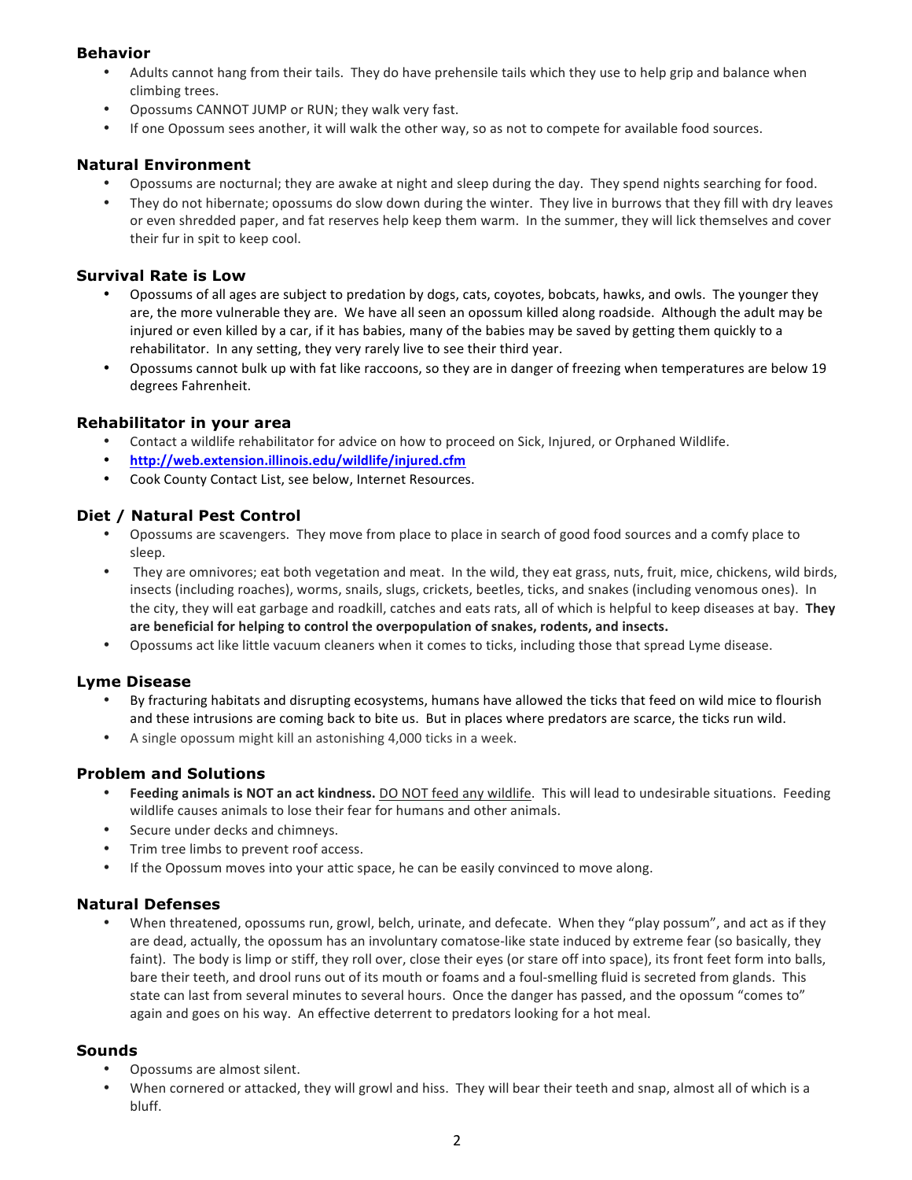## Behavior

- Adults cannot hang from their tails. They do have prehensile tails which they use to help grip and balance when climbing trees.
- Opossums CANNOT JUMP or RUN; they walk very fast.
- If one Opossum sees another, it will walk the other way, so as not to compete for available food sources.

## Natural Environment

- Opossums are nocturnal; they are awake at night and sleep during the day. They spend nights searching for food.
- They do not hibernate; opossums do slow down during the winter. They live in burrows that they fill with dry leaves or even shredded paper, and fat reserves help keep them warm. In the summer, they will lick themselves and cover their fur in spit to keep cool.

## Survival Rate is Low

- Opossums of all ages are subject to predation by dogs, cats, coyotes, bobcats, hawks, and owls. The younger they are, the more vulnerable they are. We have all seen an opossum killed along roadside. Although the adult may be injured or even killed by a car, if it has babies, many of the babies may be saved by getting them quickly to a rehabilitator. In any setting, they very rarely live to see their third year.
- Opossums cannot bulk up with fat like raccoons, so they are in danger of freezing when temperatures are below 19 degrees Fahrenheit.

## Rehabilitator in your area

- Contact a wildlife rehabilitator for advice on how to proceed on Sick, Injured, or Orphaned Wildlife.
- **http://web.extension.illinois.edu/wildlife/injured.cfm**
- Cook County Contact List, see below, Internet Resources.

## Diet / Natural Pest Control

- Opossums are scavengers. They move from place to place in search of good food sources and a comfy place to sleep.
- They are omnivores; eat both vegetation and meat. In the wild, they eat grass, nuts, fruit, mice, chickens, wild birds, insects (including roaches), worms, snails, slugs, crickets, beetles, ticks, and snakes (including venomous ones). In the city, they will eat garbage and roadkill, catches and eats rats, all of which is helpful to keep diseases at bay. **They are beneficial for helping to control the overpopulation of snakes, rodents, and insects.**
- Opossums act like little vacuum cleaners when it comes to ticks, including those that spread Lyme disease.

## Lyme Disease

- By fracturing habitats and disrupting ecosystems, humans have allowed the ticks that feed on wild mice to flourish and these intrusions are coming back to bite us. But in places where predators are scarce, the ticks run wild.
- A single opossum might kill an astonishing 4,000 ticks in a week.

## Problem and Solutions

- **Feeding animals is NOT an act kindness.** DO NOT feed any wildlife. This will lead to undesirable situations. Feeding wildlife causes animals to lose their fear for humans and other animals.
- Secure under decks and chimneys.
- Trim tree limbs to prevent roof access.
- If the Opossum moves into your attic space, he can be easily convinced to move along.

## Natural Defenses

- When threatened, opossums run, growl, belch, urinate, and defecate. When they "play possum", and act as if they are dead, actually, the opossum has an involuntary comatose-like state induced by extreme fear (so basically, they faint). The body is limp or stiff, they roll over, close their eyes (or stare off into space), its front feet form into balls, bare their teeth, and drool runs out of its mouth or foams and a foul-smelling fluid is secreted from glands. This state can last from several minutes to several hours. Once the danger has passed, and the opossum "comes to" again and goes on his way. An effective deterrent to predators looking for a hot meal.

## Sounds

- Opossums are almost silent.
- When cornered or attacked, they will growl and hiss. They will bear their teeth and snap, almost all of which is a bluff.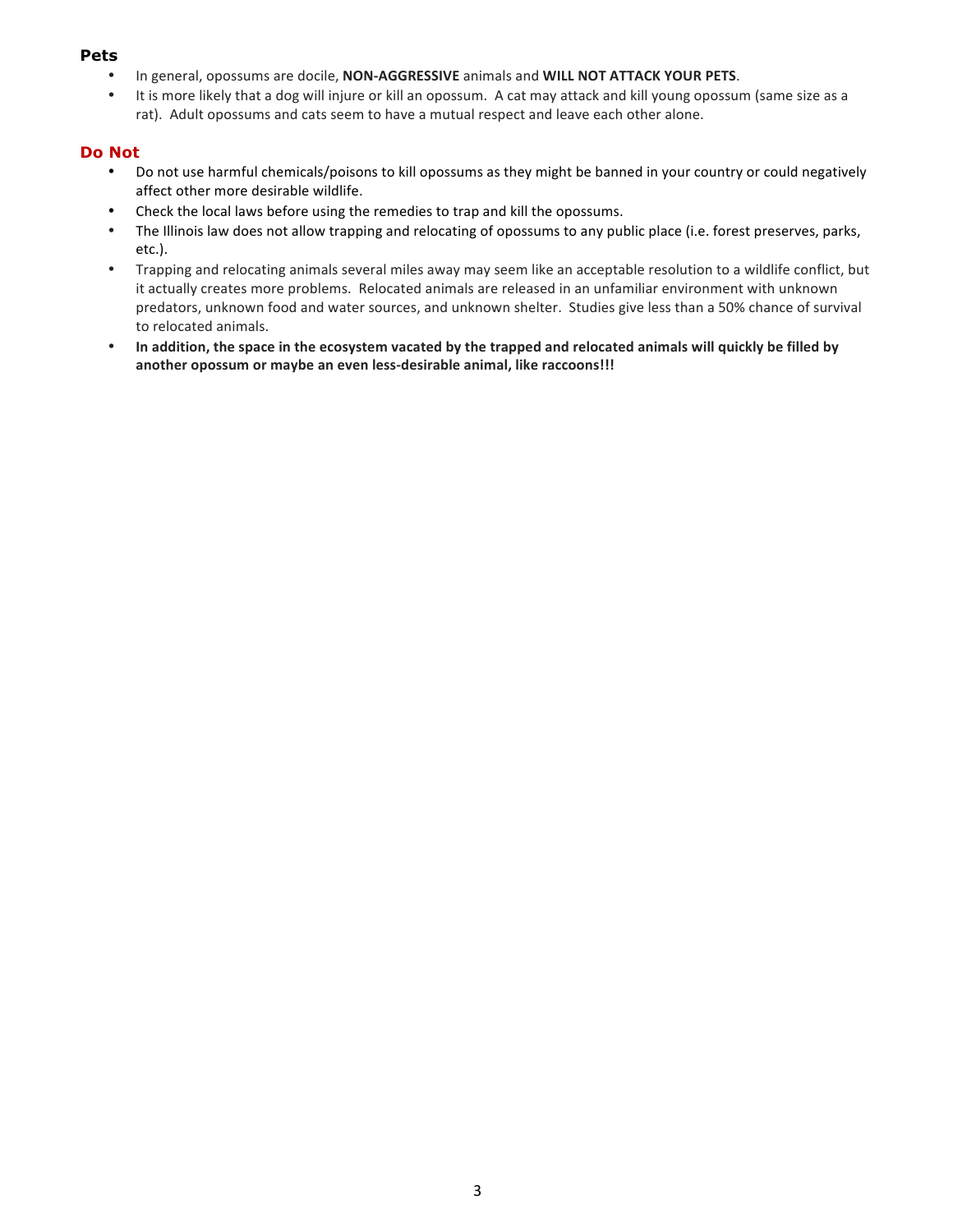### Pets

- In general, opossums are docile, **NON-AGGRESSIVE** animals and **WILL NOT ATTACK YOUR PETS**.
- It is more likely that a dog will injure or kill an opossum. A cat may attack and kill young opossum (same size as a rat). Adult opossums and cats seem to have a mutual respect and leave each other alone.

### Do Not

- Do not use harmful chemicals/poisons to kill opossums as they might be banned in your country or could negatively affect other more desirable wildlife.
- Check the local laws before using the remedies to trap and kill the opossums.
- The Illinois law does not allow trapping and relocating of opossums to any public place (i.e. forest preserves, parks, etc.).
- Trapping and relocating animals several miles away may seem like an acceptable resolution to a wildlife conflict, but it actually creates more problems. Relocated animals are released in an unfamiliar environment with unknown predators, unknown food and water sources, and unknown shelter. Studies give less than a 50% chance of survival to relocated animals.
- **In addition, the space in the ecosystem vacated by the trapped and relocated animals will quickly be filled by another opossum or maybe an even less-desirable animal, like raccoons!!!**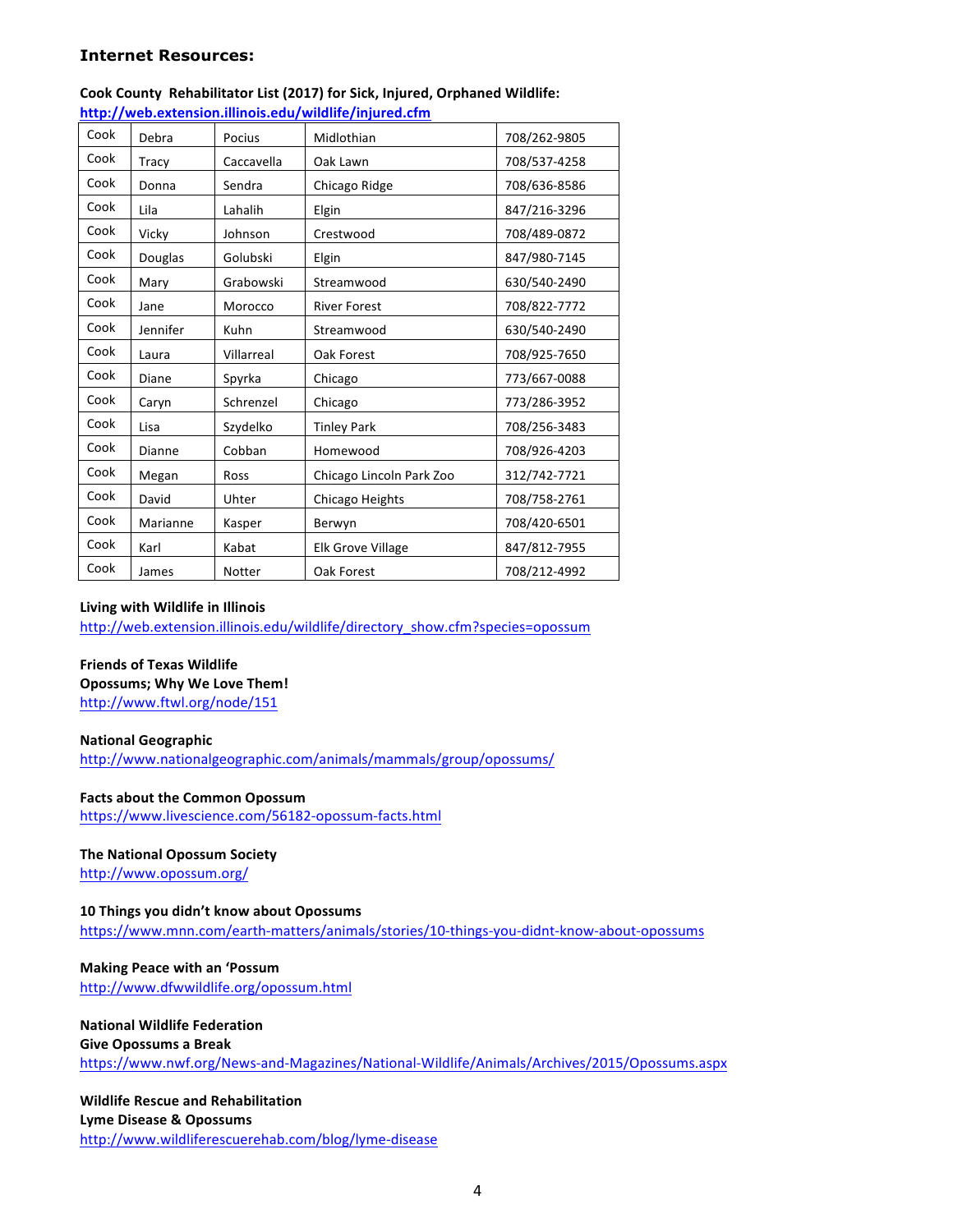## Internet Resources:

**Cook County Rehabilitator List (2017) for Sick, Injured, Orphaned Wildlife:**
**http://web.extension.illinois.edu/wildlife/injured.cfm**

| | | | | |
|---|---|---|---|---|
| Cook | Debra | Pocius | Midlothian | 708/262-9805 |
| Cook | Tracy | Caccavella | Oak Lawn | 708/537-4258 |
| Cook | Donna | Sendra | Chicago Ridge | 708/636-8586 |
| Cook | Lila | Lahalih | Elgin | 847/216-3296 |
| Cook | Vicky | Johnson | Crestwood | 708/489-0872 |
| Cook | Douglas | Golubski | Elgin | 847/980-7145 |
| Cook | Mary | Grabowski | Streamwood | 630/540-2490 |
| Cook | Jane | Morocco | River Forest | 708/822-7772 |
| Cook | Jennifer | Kuhn | Streamwood | 630/540-2490 |
| Cook | Laura | Villarreal | Oak Forest | 708/925-7650 |
| Cook | Diane | Spyrka | Chicago | 773/667-0088 |
| Cook | Caryn | Schrenzel | Chicago | 773/286-3952 |
| Cook | Lisa | Szydelko | Tinley Park | 708/256-3483 |
| Cook | Dianne | Cobban | Homewood | 708/926-4203 |
| Cook | Megan | Ross | Chicago Lincoln Park Zoo | 312/742-7721 |
| Cook | David | Uhter | Chicago Heights | 708/758-2761 |
| Cook | Marianne | Kasper | Berwyn | 708/420-6501 |
| Cook | Karl | Kabat | Elk Grove Village | 847/812-7955 |
| Cook | James | Notter | Oak Forest | 708/212-4992 |

**Living with Wildlife in Illinois**
http://web.extension.illinois.edu/wildlife/directory_show.cfm?species=opossum

**Friends of Texas Wildlife**
**Opossums; Why We Love Them!**
http://www.ftwl.org/node/151

**National Geographic**
http://www.nationalgeographic.com/animals/mammals/group/opossums/

**Facts about the Common Opossum**
https://www.livescience.com/56182-opossum-facts.html

**The National Opossum Society**
http://www.opossum.org/

**10 Things you didn't know about Opossums**
https://www.mnn.com/earth-matters/animals/stories/10-things-you-didnt-know-about-opossums

**Making Peace with an 'Possum**
http://www.dfwwildlife.org/opossum.html

**National Wildlife Federation**
**Give Opossums a Break**
https://www.nwf.org/News-and-Magazines/National-Wildlife/Animals/Archives/2015/Opossums.aspx

**Wildlife Rescue and Rehabilitation**
**Lyme Disease & Opossums**
http://www.wildliferescuerehab.com/blog/lyme-disease